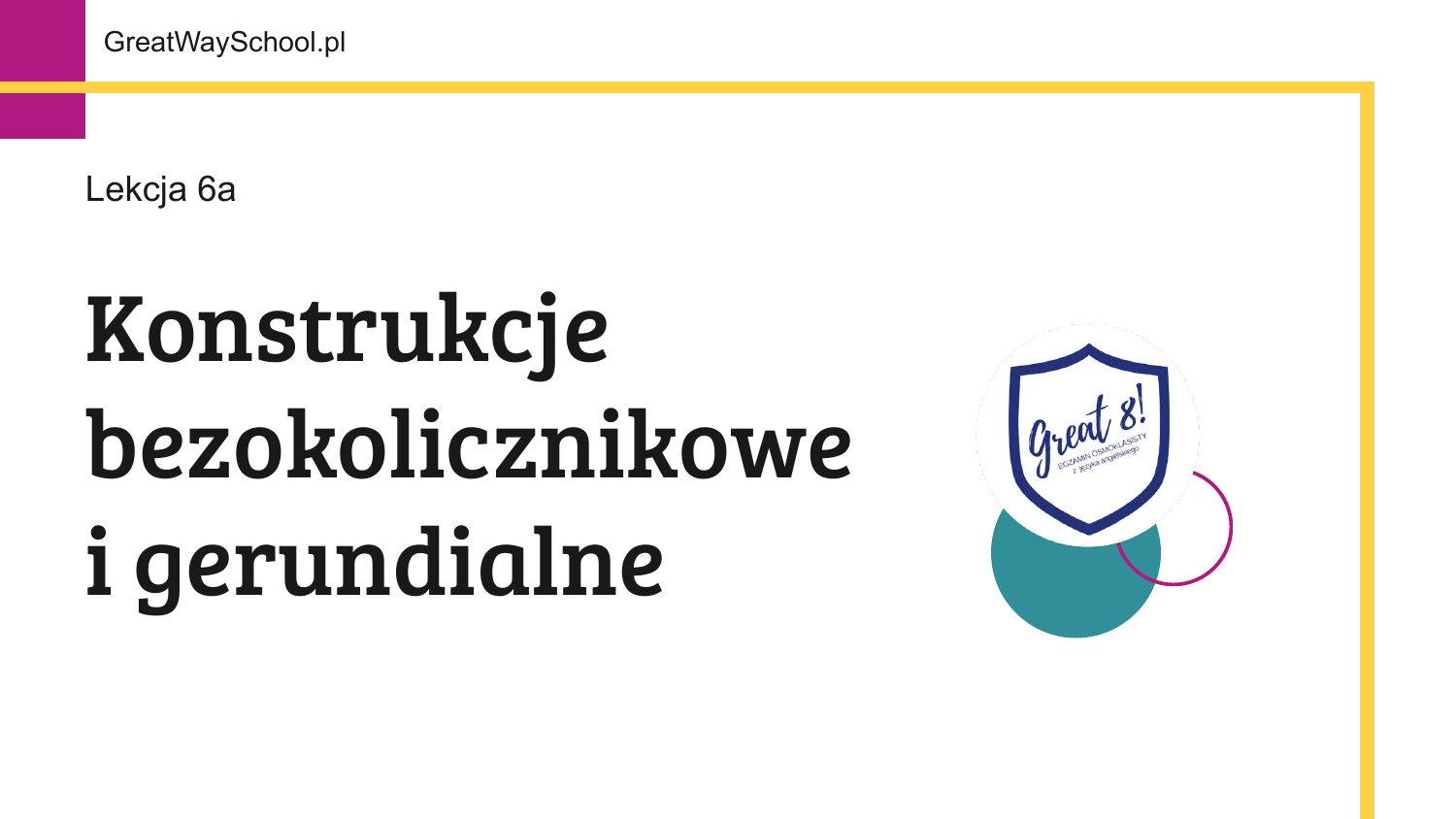GreatWaySchool.pl

Lekcja 6a

# Konstrukcje bezokolicznikowe i gerundialne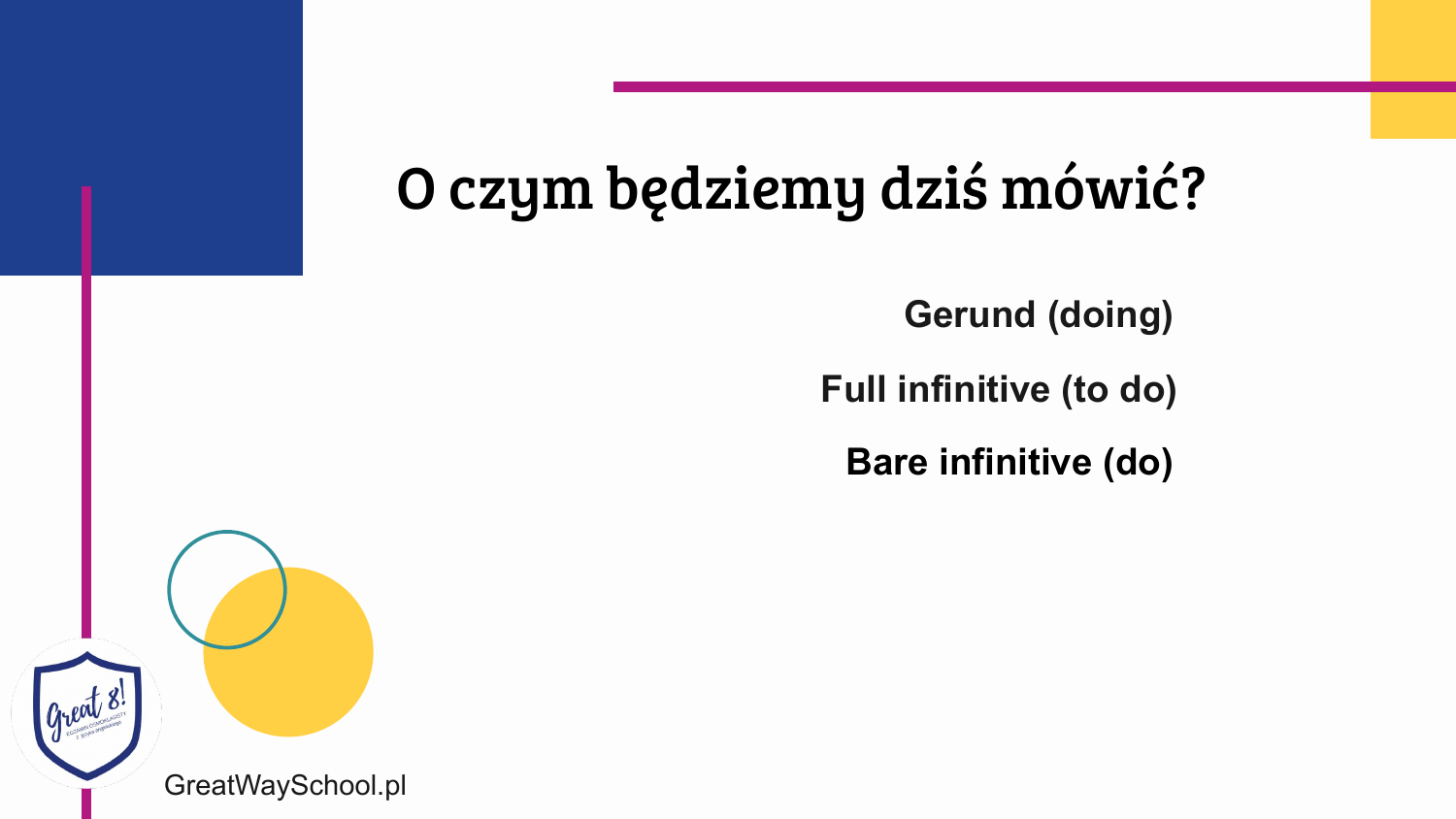# O czym będziemy dziś mówić?

**Gerund (doing)**

**Full infinitive (to do)**

**Bare infinitive (do)**

GreatWaySchool.pl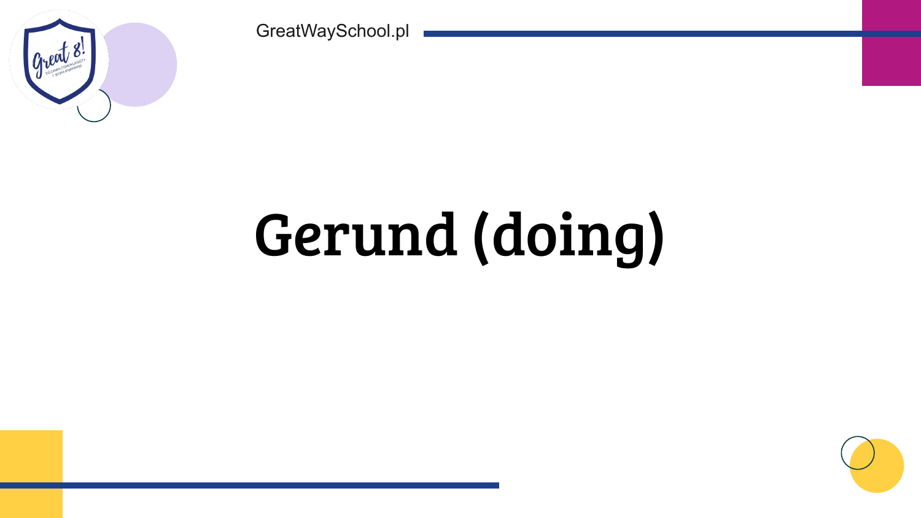# Gerund (doing)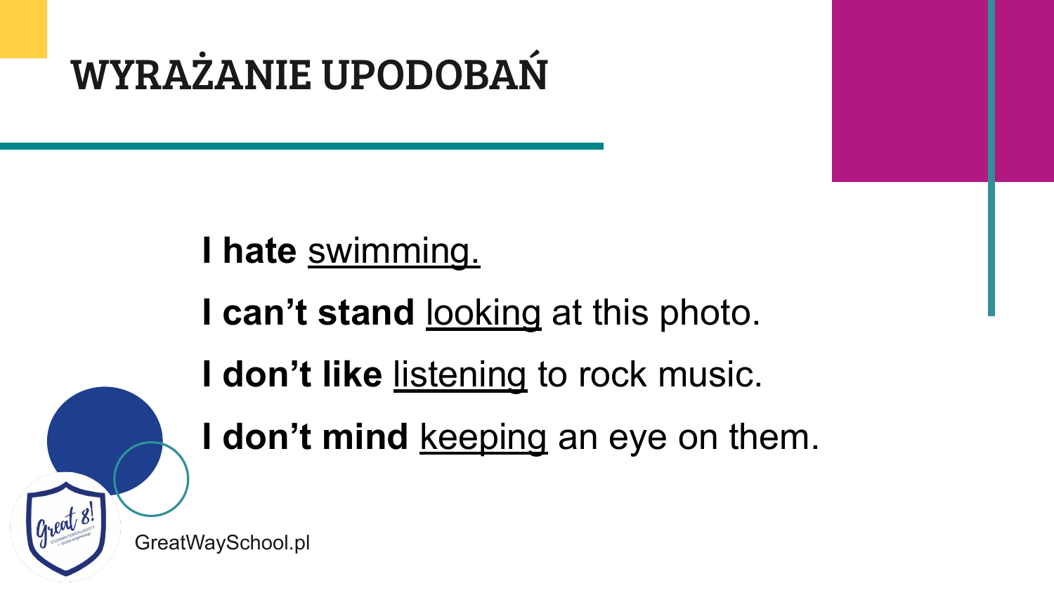# WYRAŻANIE UPODOBAŃ

**I hate** <u>swimming.</u>

**I can't stand** <u>looking</u> at this photo.

**I don't like** <u>listening</u> to rock music.

**I don't mind** <u>keeping</u> an eye on them.

GreatWaySchool.pl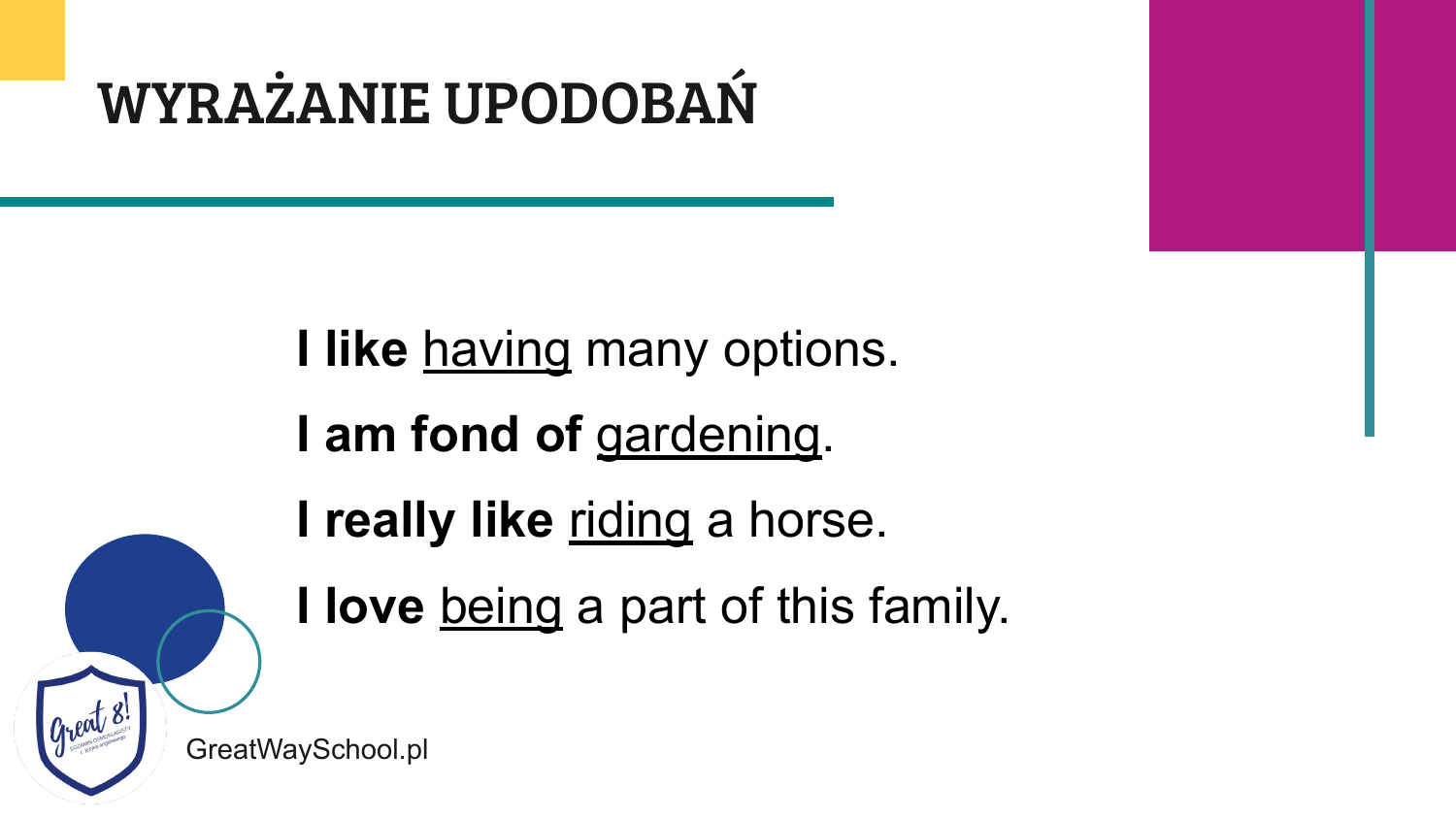# WYRAŻANIE UPODOBAŃ

**I like** <u>having</u> many options.

**I am fond of** <u>gardening</u>.

**I really like** <u>riding</u> a horse.

**I love** <u>being</u> a part of this family.

GreatWaySchool.pl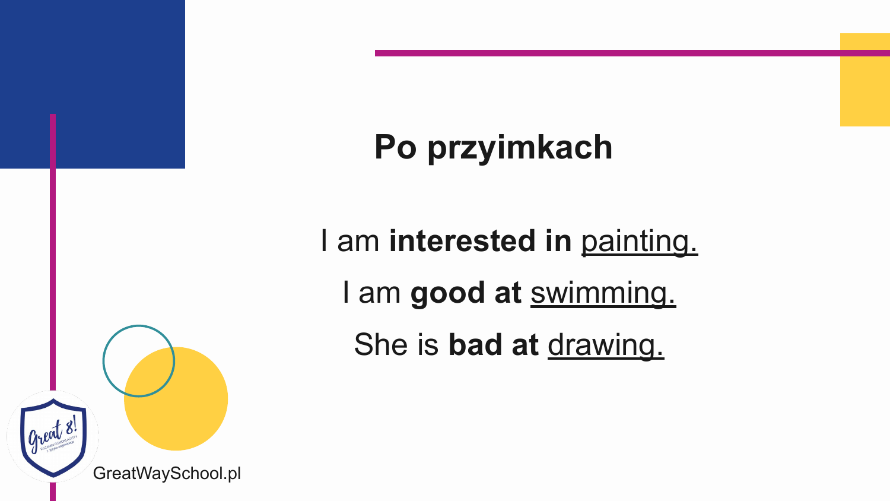## Po przyimkach

I am **interested in** <u>painting.</u>

I am **good at** <u>swimming.</u>

She is **bad at** <u>drawing.</u>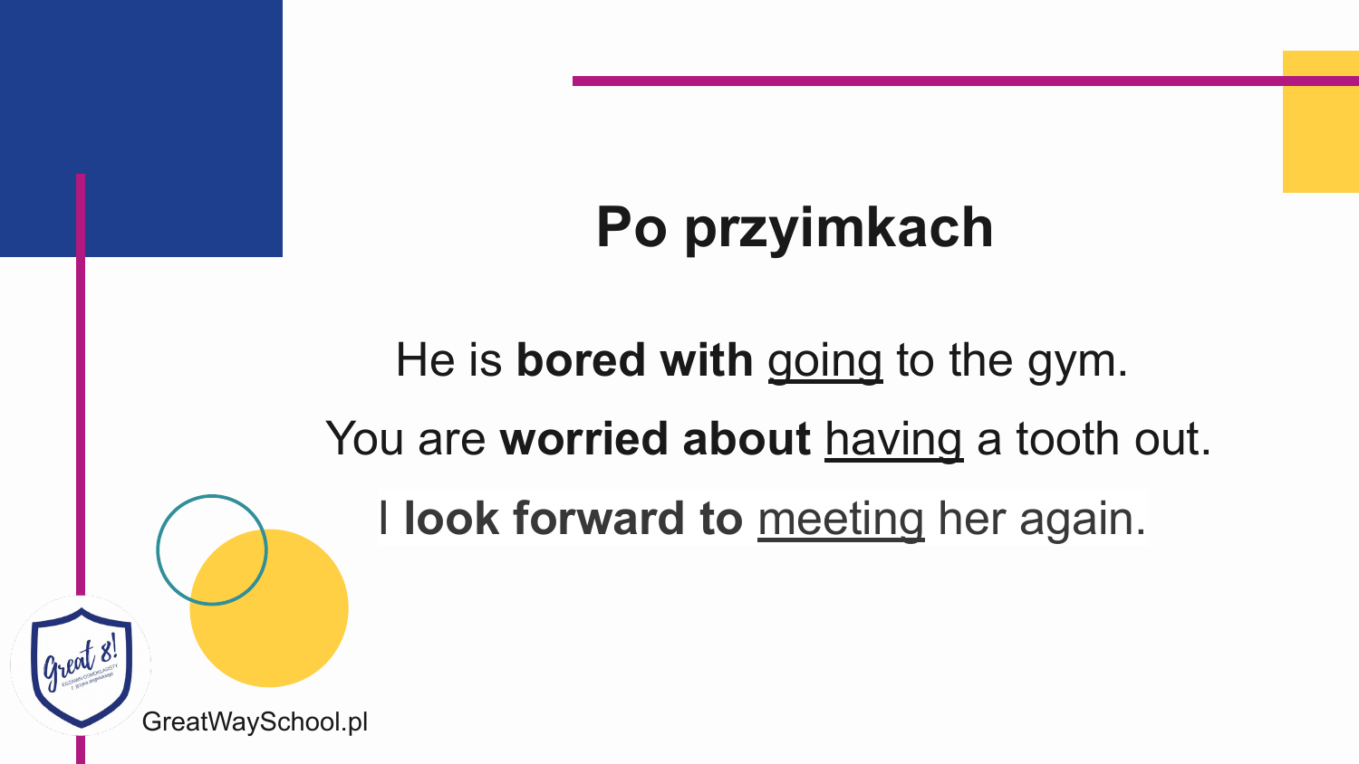# Po przyimkach

He is **bored with** <u>going</u> to the gym.

You are **worried about** <u>having</u> a tooth out.

I **look forward to** <u>meeting</u> her again.

GreatWaySchool.pl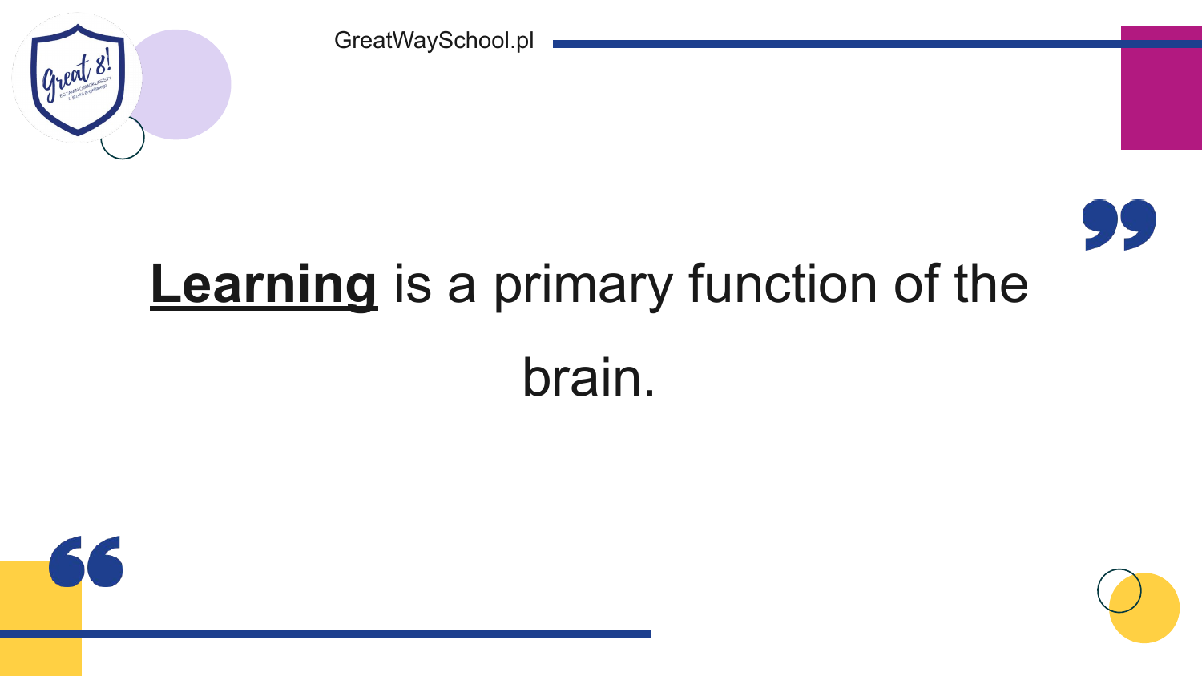**<u>Learning</u>** is a primary function of the brain.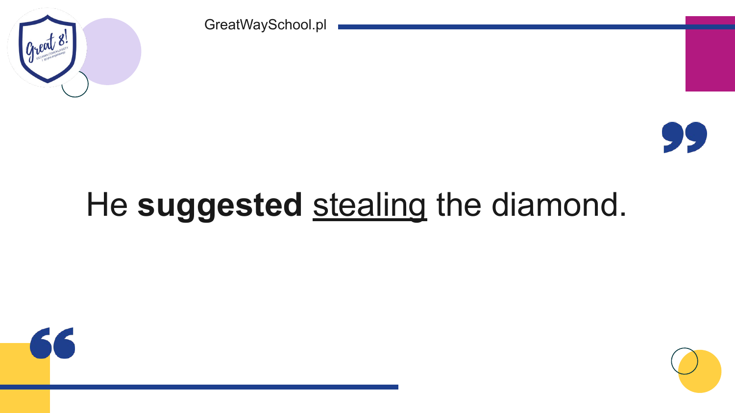He **suggested** <u>stealing</u> the diamond.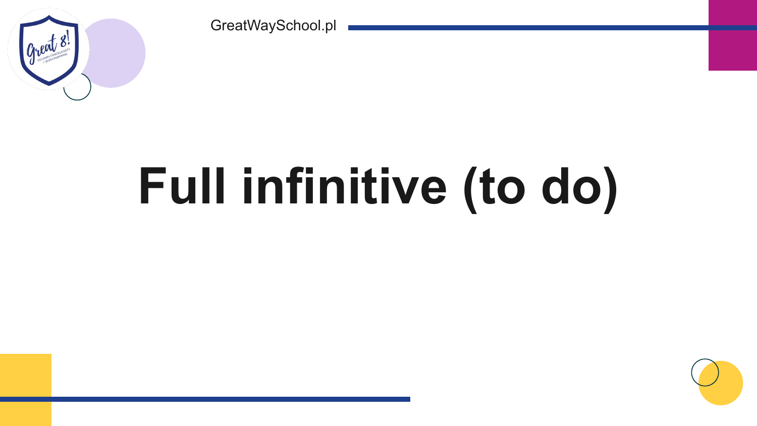# Full infinitive (to do)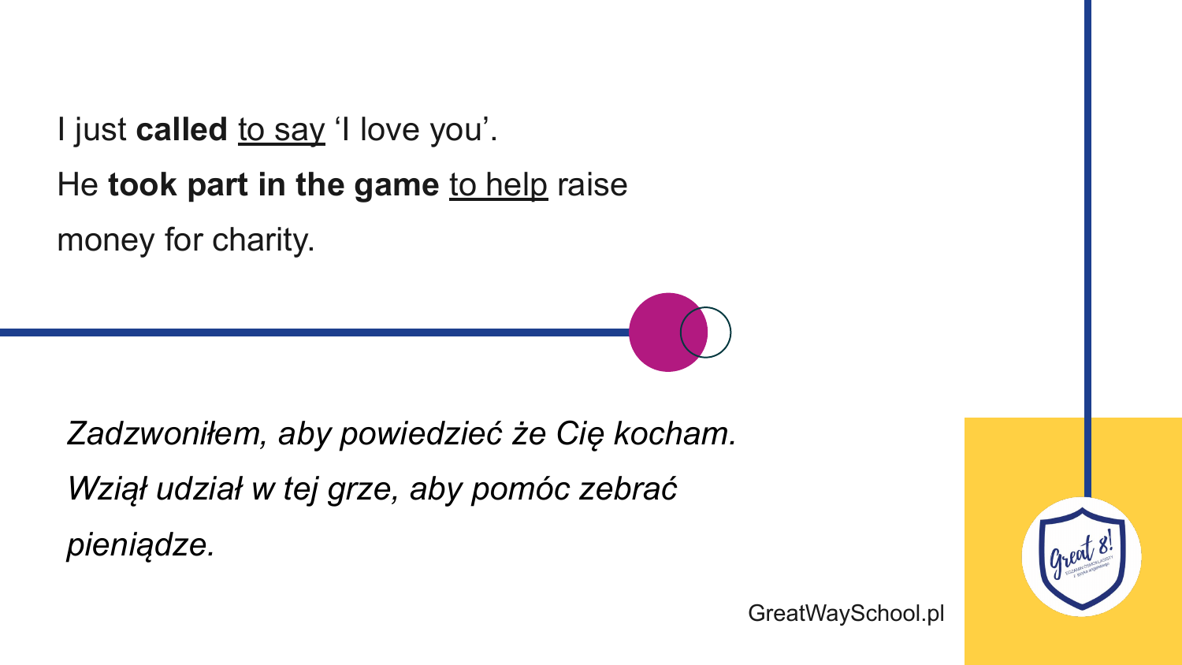I just **called** <u>to say</u> 'I love you'.
He **took part in the game** <u>to help</u> raise money for charity.

*Zadzwoniłem, aby powiedzieć że Cię kocham.*
*Wziął udział w tej grze, aby pomóc zebrać pieniądze.*

GreatWaySchool.pl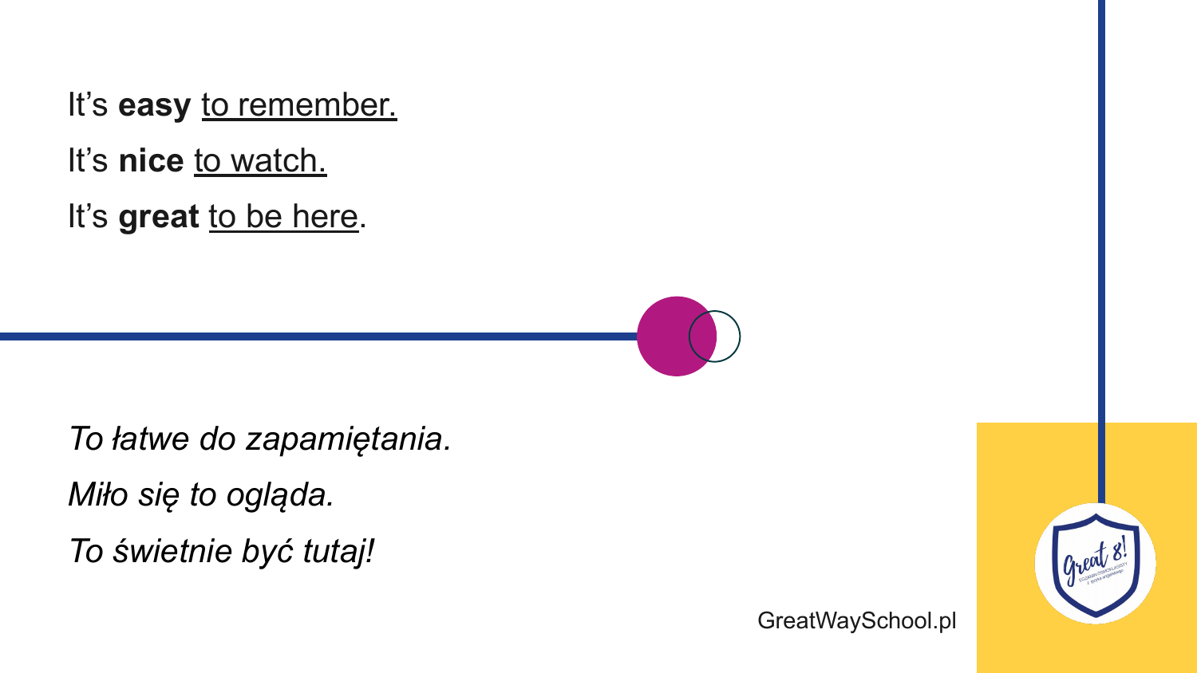It's **easy** <u>to remember.</u>

It's **nice** <u>to watch.</u>

It's **great** <u>to be here</u>.

*To łatwe do zapamiętania.*

*Miło się to ogląda.*

*To świetnie być tutaj!*

GreatWaySchool.pl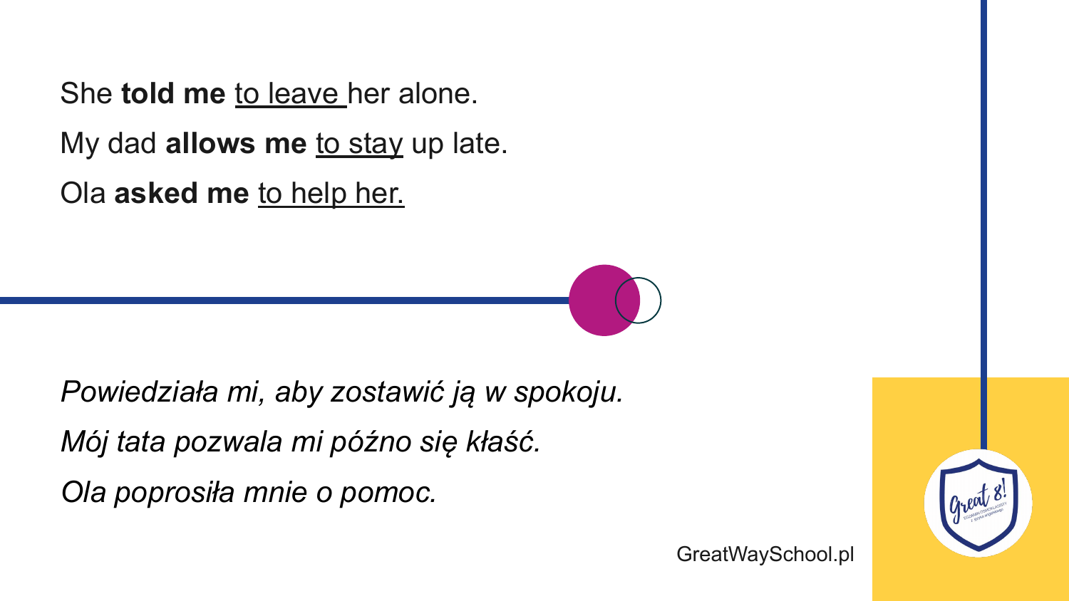She **told me** <u>to leave</u> her alone.

My dad **allows me** <u>to stay</u> up late.

Ola **asked me** <u>to help her.</u>

*Powiedziała mi, aby zostawić ją w spokoju.*

*Mój tata pozwala mi późno się kłaść.*

*Ola poprosiła mnie o pomoc.*

GreatWaySchool.pl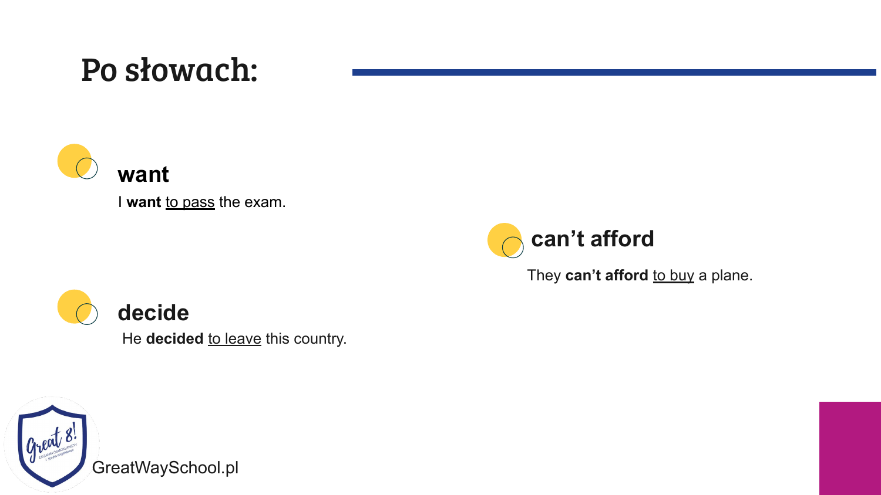# Po słowach:

### want

I **want** <u>to pass</u> the exam.

### decide

He **decided** <u>to leave</u> this country.

### can't afford

They **can't afford** <u>to buy</u> a plane.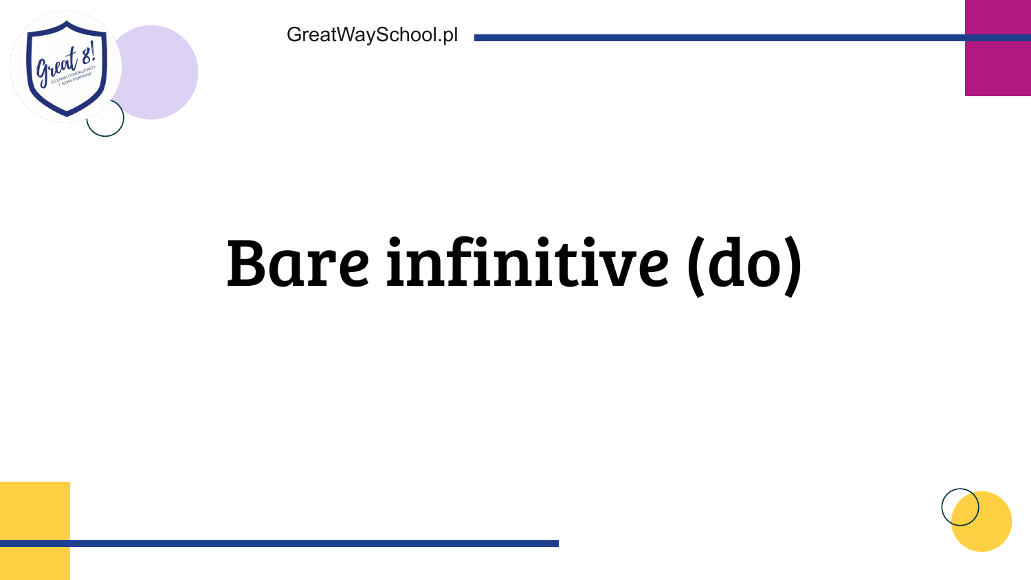# Bare infinitive (do)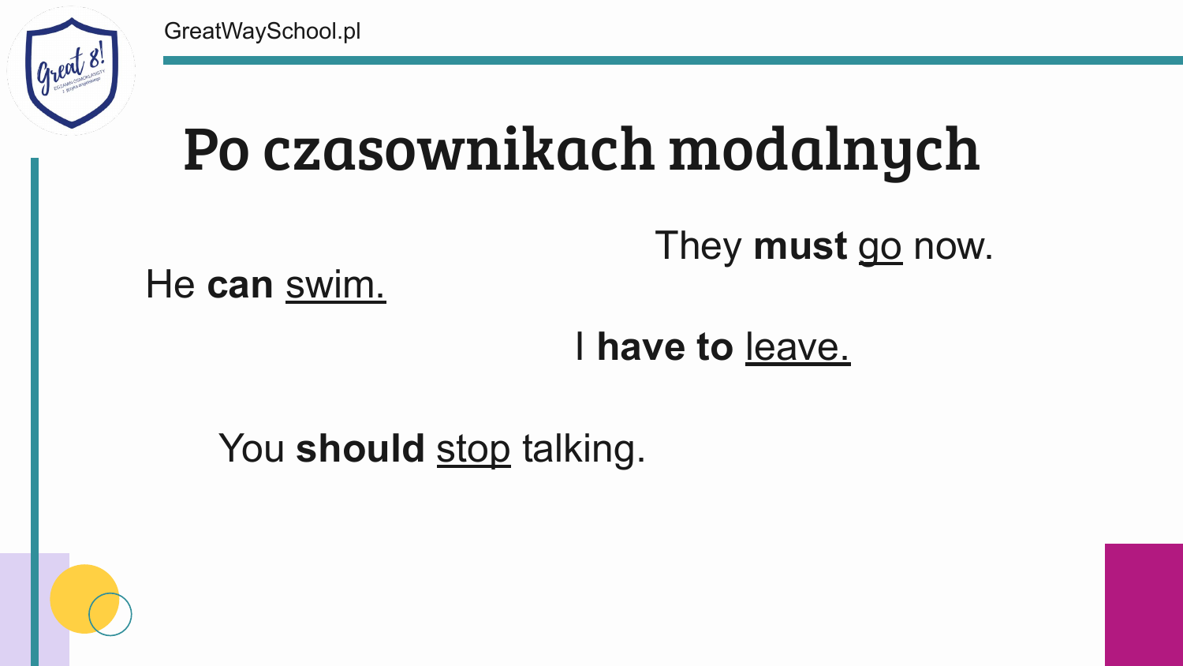# Po czasownikach modalnych

They **must** <u>go</u> now.

He **can** <u>swim.</u>

I **have to** <u>leave.</u>

You **should** <u>stop</u> talking.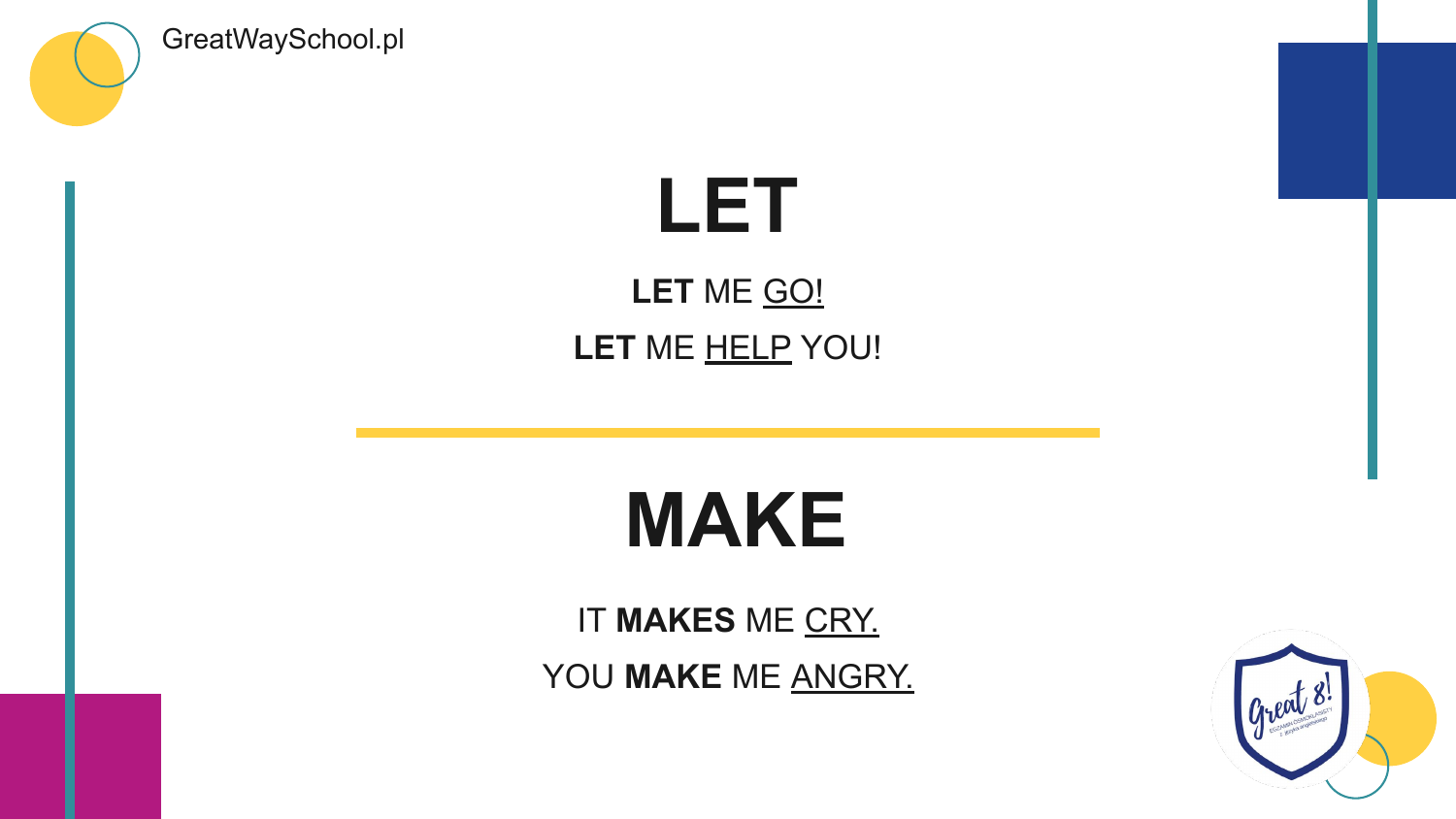# LET

**LET** ME <u>GO!</u>

**LET** ME <u>HELP</u> YOU!

---

# MAKE

IT **MAKES** ME <u>CRY.</u>

YOU **MAKE** ME <u>ANGRY.</u>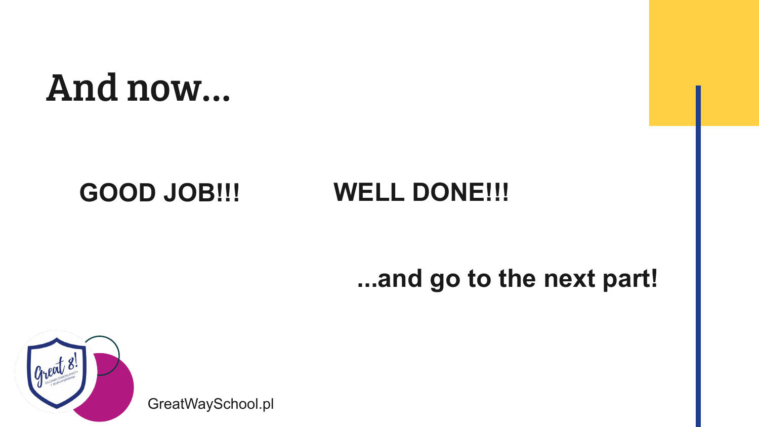# And now...

**GOOD JOB!!!** **WELL DONE!!!**

**...and go to the next part!**

GreatWaySchool.pl